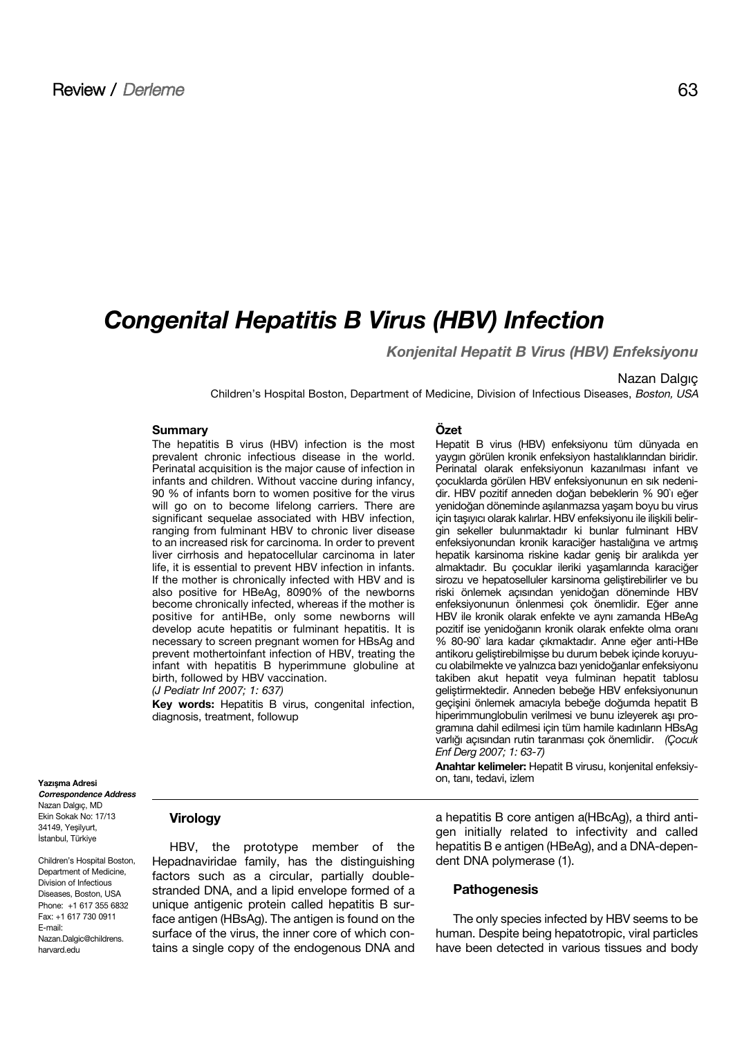Review / *Derleme*

# *Congenital Hepatitis B Virus (HBV) Infection*

***Konjenital Hepatit B Virus (HBV) Enfeksiyonu***

Nazan Dalgıç

Children's Hospital Boston, Department of Medicine, Division of Infectious Diseases, *Boston, USA*

**Summary**

The hepatitis B virus (HBV) infection is the most prevalent chronic infectious disease in the world. Perinatal acquisition is the major cause of infection in infants and children. Without vaccine during infancy, 90 % of infants born to women positive for the virus will go on to become lifelong carriers. There are significant sequelae associated with HBV infection, ranging from fulminant HBV to chronic liver disease to an increased risk for carcinoma. In order to prevent liver cirrhosis and hepatocellular carcinoma in later life, it is essential to prevent HBV infection in infants. If the mother is chronically infected with HBV and is also positive for HBeAg, 8090% of the newborns become chronically infected, whereas if the mother is positive for antiHBe, only some newborns will develop acute hepatitis or fulminant hepatitis. It is necessary to screen pregnant women for HBsAg and prevent mothertoinfant infection of HBV, treating the infant with hepatitis B hyperimmune globuline at birth, followed by HBV vaccination.
*(J Pediatr Inf 2007; 1: 637)*

**Key words:** Hepatitis B virus, congenital infection, diagnosis, treatment, followup

**Özet**

Hepatit B virus (HBV) enfeksiyonu tüm dünyada en yaygın görülen kronik enfeksiyon hastalıklarından biridir. Perinatal olarak enfeksiyonun kazanılması infant ve çocuklarda görülen HBV enfeksiyonunun en sık nedenidir. HBV pozitif anneden doğan bebeklerin % 90`ı eğer yenidoğan döneminde aşılanmazsa yaşam boyu bu virus için taşıyıcı olarak kalırlar. HBV enfeksiyonu ile ilişkili belirgin sekeller bulunmaktadır ki bunlar fulminant HBV enfeksiyonundan kronik karaciğer hastalığına ve artmış hepatik karsinoma riskine kadar geniş bir aralıkda yer almaktadır. Bu çocuklar ileriki yaşamlarında karaciğer sirozu ve hepatoselluler karsinoma geliştirebilirler ve bu riski önlemek açısından yenidoğan döneminde HBV enfeksiyonunun önlenmesi çok önemlidir. Eğer anne HBV ile kronik olarak enfekte ve aynı zamanda HBeAg pozitif ise yenidoğanın kronik olarak enfekte olma oranı % 80-90` lara kadar çıkmaktadır. Anne eğer anti-HBe antikoru geliştirebilmişse bu durum bebek içinde koruyucu olabilmekte ve yalnızca bazı yenidoğanlar enfeksiyonu takiben akut hepatit veya fulminan hepatit tablosu geliştirmektedir. Anneden bebeğe HBV enfeksiyonunun geçişini önlemek amacıyla bebeğe doğumda hepatit B hiperimmunglobulin verilmesi ve bunu izleyerek aşı programına dahil edilmesi için tüm hamile kadınların HBsAg varlığı açısından rutin taranması çok önemlidir. *(Çocuk Enf Derg 2007; 1: 63-7)*

**Anahtar kelimeler:** Hepatit B virusu, konjenital enfeksiyon, tanı, tedavi, izlem

**Yazışma Adresi**
***Correspondence Address***
Nazan Dalgıç, MD
Ekin Sokak No: 17/13
34149, Yeşilyurt,
İstanbul, Türkiye

Children's Hospital Boston,
Department of Medicine,
Division of Infectious
Diseases, Boston, USA
Phone: +1 617 355 6832
Fax: +1 617 730 0911
E-mail:
Nazan.Dalgic@childrens.harvard.edu

### Virology

HBV, the prototype member of the Hepadnaviridae family, has the distinguishing factors such as a circular, partially double-stranded DNA, and a lipid envelope formed of a unique antigenic protein called hepatitis B surface antigen (HBsAg). The antigen is found on the surface of the virus, the inner core of which contains a single copy of the endogenous DNA and a hepatitis B core antigen a(HBcAg), a third antigen initially related to infectivity and called hepatitis B e antigen (HBeAg), and a DNA-dependent DNA polymerase (1).

### Pathogenesis

The only species infected by HBV seems to be human. Despite being hepatotropic, viral particles have been detected in various tissues and body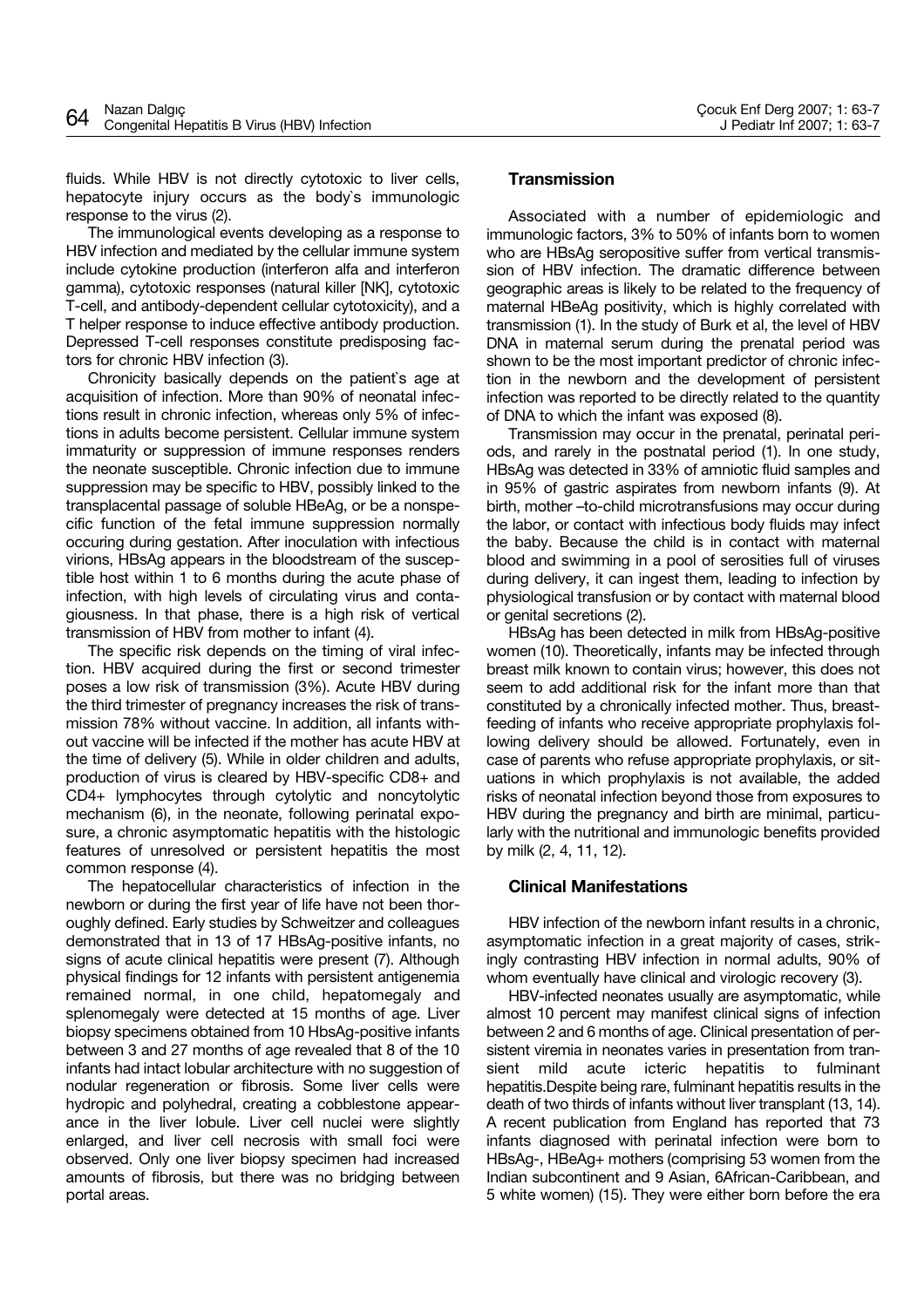fluids. While HBV is not directly cytotoxic to liver cells, hepatocyte injury occurs as the body`s immunologic response to the virus (2).

The immunological events developing as a response to HBV infection and mediated by the cellular immune system include cytokine production (interferon alfa and interferon gamma), cytotoxic responses (natural killer [NK], cytotoxic T-cell, and antibody-dependent cellular cytotoxicity), and a T helper response to induce effective antibody production. Depressed T-cell responses constitute predisposing factors for chronic HBV infection (3).

Chronicity basically depends on the patient`s age at acquisition of infection. More than 90% of neonatal infections result in chronic infection, whereas only 5% of infections in adults become persistent. Cellular immune system immaturity or suppression of immune responses renders the neonate susceptible. Chronic infection due to immune suppression may be specific to HBV, possibly linked to the transplacental passage of soluble HBeAg, or be a nonspecific function of the fetal immune suppression normally occuring during gestation. After inoculation with infectious virions, HBsAg appears in the bloodstream of the susceptible host within 1 to 6 months during the acute phase of infection, with high levels of circulating virus and contagiousness. In that phase, there is a high risk of vertical transmission of HBV from mother to infant (4).

The specific risk depends on the timing of viral infection. HBV acquired during the first or second trimester poses a low risk of transmission (3%). Acute HBV during the third trimester of pregnancy increases the risk of transmission 78% without vaccine. In addition, all infants without vaccine will be infected if the mother has acute HBV at the time of delivery (5). While in older children and adults, production of virus is cleared by HBV-specific CD8+ and CD4+ lymphocytes through cytolytic and noncytolytic mechanism (6), in the neonate, following perinatal exposure, a chronic asymptomatic hepatitis with the histologic features of unresolved or persistent hepatitis the most common response (4).

The hepatocellular characteristics of infection in the newborn or during the first year of life have not been thoroughly defined. Early studies by Schweitzer and colleagues demonstrated that in 13 of 17 HBsAg-positive infants, no signs of acute clinical hepatitis were present (7). Although physical findings for 12 infants with persistent antigenemia remained normal, in one child, hepatomegaly and splenomegaly were detected at 15 months of age. Liver biopsy specimens obtained from 10 HbsAg-positive infants between 3 and 27 months of age revealed that 8 of the 10 infants had intact lobular architecture with no suggestion of nodular regeneration or fibrosis. Some liver cells were hydropic and polyhedral, creating a cobblestone appearance in the liver lobule. Liver cell nuclei were slightly enlarged, and liver cell necrosis with small foci were observed. Only one liver biopsy specimen had increased amounts of fibrosis, but there was no bridging between portal areas.

## Transmission

Associated with a number of epidemiologic and immunologic factors, 3% to 50% of infants born to women who are HBsAg seropositive suffer from vertical transmission of HBV infection. The dramatic difference between geographic areas is likely to be related to the frequency of maternal HBeAg positivity, which is highly correlated with transmission (1). In the study of Burk et al, the level of HBV DNA in maternal serum during the prenatal period was shown to be the most important predictor of chronic infection in the newborn and the development of persistent infection was reported to be directly related to the quantity of DNA to which the infant was exposed (8).

Transmission may occur in the prenatal, perinatal periods, and rarely in the postnatal period (1). In one study, HBsAg was detected in 33% of amniotic fluid samples and in 95% of gastric aspirates from newborn infants (9). At birth, mother –to-child microtransfusions may occur during the labor, or contact with infectious body fluids may infect the baby. Because the child is in contact with maternal blood and swimming in a pool of serosities full of viruses during delivery, it can ingest them, leading to infection by physiological transfusion or by contact with maternal blood or genital secretions (2).

HBsAg has been detected in milk from HBsAg-positive women (10). Theoretically, infants may be infected through breast milk known to contain virus; however, this does not seem to add additional risk for the infant more than that constituted by a chronically infected mother. Thus, breastfeeding of infants who receive appropriate prophylaxis following delivery should be allowed. Fortunately, even in case of parents who refuse appropriate prophylaxis, or situations in which prophylaxis is not available, the added risks of neonatal infection beyond those from exposures to HBV during the pregnancy and birth are minimal, particularly with the nutritional and immunologic benefits provided by milk (2, 4, 11, 12).

## Clinical Manifestations

HBV infection of the newborn infant results in a chronic, asymptomatic infection in a great majority of cases, strikingly contrasting HBV infection in normal adults, 90% of whom eventually have clinical and virologic recovery (3).

HBV-infected neonates usually are asymptomatic, while almost 10 percent may manifest clinical signs of infection between 2 and 6 months of age. Clinical presentation of persistent viremia in neonates varies in presentation from transient mild acute icteric hepatitis to fulminant hepatitis.Despite being rare, fulminant hepatitis results in the death of two thirds of infants without liver transplant (13, 14). A recent publication from England has reported that 73 infants diagnosed with perinatal infection were born to HBsAg-, HBeAg+ mothers (comprising 53 women from the Indian subcontinent and 9 Asian, 6African-Caribbean, and 5 white women) (15). They were either born before the era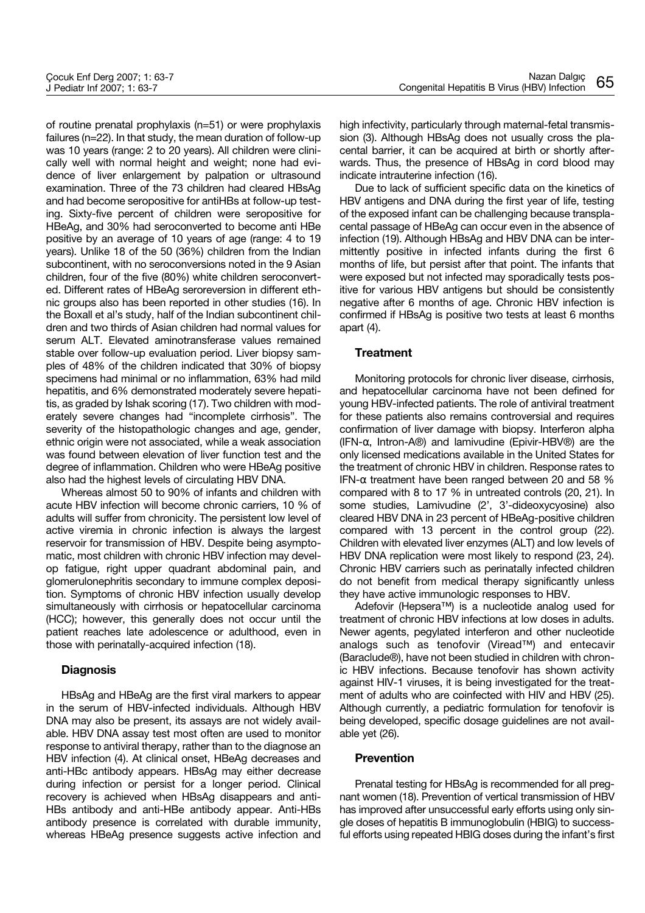of routine prenatal prophylaxis (n=51) or were prophylaxis failures (n=22). In that study, the mean duration of follow-up was 10 years (range: 2 to 20 years). All children were clinically well with normal height and weight; none had evidence of liver enlargement by palpation or ultrasound examination. Three of the 73 children had cleared HBsAg and had become seropositive for antiHBs at follow-up testing. Sixty-five percent of children were seropositive for HBeAg, and 30% had seroconverted to become anti HBe positive by an average of 10 years of age (range: 4 to 19 years). Unlike 18 of the 50 (36%) children from the Indian subcontinent, with no seroconversions noted in the 9 Asian children, four of the five (80%) white children seroconverted. Different rates of HBeAg seroreversion in different ethnic groups also has been reported in other studies (16). In the Boxall et al's study, half of the Indian subcontinent children and two thirds of Asian children had normal values for serum ALT. Elevated aminotransferase values remained stable over follow-up evaluation period. Liver biopsy samples of 48% of the children indicated that 30% of biopsy specimens had minimal or no inflammation, 63% had mild hepatitis, and 6% demonstrated moderately severe hepatitis, as graded by Ishak scoring (17). Two children with moderately severe changes had "incomplete cirrhosis". The severity of the histopathologic changes and age, gender, ethnic origin were not associated, while a weak association was found between elevation of liver function test and the degree of inflammation. Children who were HBeAg positive also had the highest levels of circulating HBV DNA.

Whereas almost 50 to 90% of infants and children with acute HBV infection will become chronic carriers, 10 % of adults will suffer from chronicity. The persistent low level of active viremia in chronic infection is always the largest reservoir for transmission of HBV. Despite being asymptomatic, most children with chronic HBV infection may develop fatigue, right upper quadrant abdominal pain, and glomerulonephritis secondary to immune complex deposition. Symptoms of chronic HBV infection usually develop simultaneously with cirrhosis or hepatocellular carcinoma (HCC); however, this generally does not occur until the patient reaches late adolescence or adulthood, even in those with perinatally-acquired infection (18).

## Diagnosis

HBsAg and HBeAg are the first viral markers to appear in the serum of HBV-infected individuals. Although HBV DNA may also be present, its assays are not widely available. HBV DNA assay test most often are used to monitor response to antiviral therapy, rather than to the diagnose an HBV infection (4). At clinical onset, HBeAg decreases and anti-HBc antibody appears. HBsAg may either decrease during infection or persist for a longer period. Clinical recovery is achieved when HBsAg disappears and anti-HBs antibody and anti-HBe antibody appear. Anti-HBs antibody presence is correlated with durable immunity, whereas HBeAg presence suggests active infection and high infectivity, particularly through maternal-fetal transmission (3). Although HBsAg does not usually cross the placental barrier, it can be acquired at birth or shortly afterwards. Thus, the presence of HBsAg in cord blood may indicate intrauterine infection (16).

Due to lack of sufficient specific data on the kinetics of HBV antigens and DNA during the first year of life, testing of the exposed infant can be challenging because transplacental passage of HBeAg can occur even in the absence of infection (19). Although HBsAg and HBV DNA can be intermittently positive in infected infants during the first 6 months of life, but persist after that point. The infants that were exposed but not infected may sporadically tests positive for various HBV antigens but should be consistently negative after 6 months of age. Chronic HBV infection is confirmed if HBsAg is positive two tests at least 6 months apart (4).

## Treatment

Monitoring protocols for chronic liver disease, cirrhosis, and hepatocellular carcinoma have not been defined for young HBV-infected patients. The role of antiviral treatment for these patients also remains controversial and requires confirmation of liver damage with biopsy. Interferon alpha (IFN-α, Intron-A®) and lamivudine (Epivir-HBV®) are the only licensed medications available in the United States for the treatment of chronic HBV in children. Response rates to IFN-α treatment have been ranged between 20 and 58 % compared with 8 to 17 % in untreated controls (20, 21). In some studies, Lamivudine (2', 3'-dideoxycyosine) also cleared HBV DNA in 23 percent of HBeAg-positive children compared with 13 percent in the control group (22). Children with elevated liver enzymes (ALT) and low levels of HBV DNA replication were most likely to respond (23, 24). Chronic HBV carriers such as perinatally infected children do not benefit from medical therapy significantly unless they have active immunologic responses to HBV.

Adefovir (Hepsera™) is a nucleotide analog used for treatment of chronic HBV infections at low doses in adults. Newer agents, pegylated interferon and other nucleotide analogs such as tenofovir (Viread™) and entecavir (Baraclude®), have not been studied in children with chronic HBV infections. Because tenofovir has shown activity against HIV-1 viruses, it is being investigated for the treatment of adults who are coinfected with HIV and HBV (25). Although currently, a pediatric formulation for tenofovir is being developed, specific dosage guidelines are not available yet (26).

## Prevention

Prenatal testing for HBsAg is recommended for all pregnant women (18). Prevention of vertical transmission of HBV has improved after unsuccessful early efforts using only single doses of hepatitis B immunoglobulin (HBIG) to successful efforts using repeated HBIG doses during the infant's first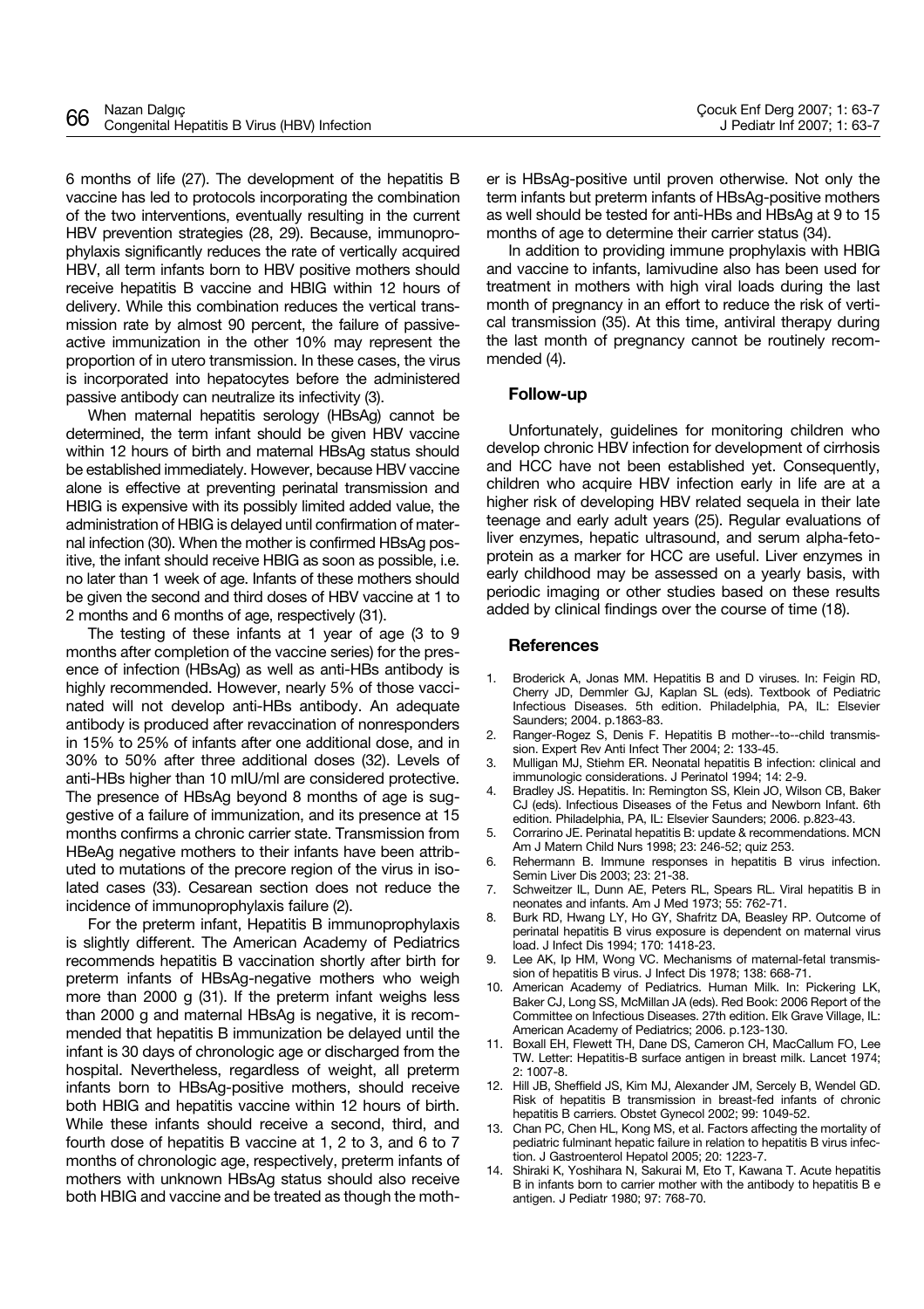6 months of life (27). The development of the hepatitis B vaccine has led to protocols incorporating the combination of the two interventions, eventually resulting in the current HBV prevention strategies (28, 29). Because, immunoprophylaxis significantly reduces the rate of vertically acquired HBV, all term infants born to HBV positive mothers should receive hepatitis B vaccine and HBIG within 12 hours of delivery. While this combination reduces the vertical transmission rate by almost 90 percent, the failure of passive-active immunization in the other 10% may represent the proportion of in utero transmission. In these cases, the virus is incorporated into hepatocytes before the administered passive antibody can neutralize its infectivity (3).

When maternal hepatitis serology (HBsAg) cannot be determined, the term infant should be given HBV vaccine within 12 hours of birth and maternal HBsAg status should be established immediately. However, because HBV vaccine alone is effective at preventing perinatal transmission and HBIG is expensive with its possibly limited added value, the administration of HBIG is delayed until confirmation of maternal infection (30). When the mother is confirmed HBsAg positive, the infant should receive HBIG as soon as possible, i.e. no later than 1 week of age. Infants of these mothers should be given the second and third doses of HBV vaccine at 1 to 2 months and 6 months of age, respectively (31).

The testing of these infants at 1 year of age (3 to 9 months after completion of the vaccine series) for the presence of infection (HBsAg) as well as anti-HBs antibody is highly recommended. However, nearly 5% of those vaccinated will not develop anti-HBs antibody. An adequate antibody is produced after revaccination of nonresponders in 15% to 25% of infants after one additional dose, and in 30% to 50% after three additional doses (32). Levels of anti-HBs higher than 10 mIU/ml are considered protective. The presence of HBsAg beyond 8 months of age is suggestive of a failure of immunization, and its presence at 15 months confirms a chronic carrier state. Transmission from HBeAg negative mothers to their infants have been attributed to mutations of the precore region of the virus in isolated cases (33). Cesarean section does not reduce the incidence of immunoprophylaxis failure (2).

For the preterm infant, Hepatitis B immunoprophylaxis is slightly different. The American Academy of Pediatrics recommends hepatitis B vaccination shortly after birth for preterm infants of HBsAg-negative mothers who weigh more than 2000 g (31). If the preterm infant weighs less than 2000 g and maternal HBsAg is negative, it is recommended that hepatitis B immunization be delayed until the infant is 30 days of chronologic age or discharged from the hospital. Nevertheless, regardless of weight, all preterm infants born to HBsAg-positive mothers, should receive both HBIG and hepatitis vaccine within 12 hours of birth. While these infants should receive a second, third, and fourth dose of hepatitis B vaccine at 1, 2 to 3, and 6 to 7 months of chronologic age, respectively, preterm infants of mothers with unknown HBsAg status should also receive both HBIG and vaccine and be treated as though the mother is HBsAg-positive until proven otherwise. Not only the term infants but preterm infants of HBsAg-positive mothers as well should be tested for anti-HBs and HBsAg at 9 to 15 months of age to determine their carrier status (34).

In addition to providing immune prophylaxis with HBIG and vaccine to infants, lamivudine also has been used for treatment in mothers with high viral loads during the last month of pregnancy in an effort to reduce the risk of vertical transmission (35). At this time, antiviral therapy during the last month of pregnancy cannot be routinely recommended (4).

### Follow-up

Unfortunately, guidelines for monitoring children who develop chronic HBV infection for development of cirrhosis and HCC have not been established yet. Consequently, children who acquire HBV infection early in life are at a higher risk of developing HBV related sequela in their late teenage and early adult years (25). Regular evaluations of liver enzymes, hepatic ultrasound, and serum alpha-fetoprotein as a marker for HCC are useful. Liver enzymes in early childhood may be assessed on a yearly basis, with periodic imaging or other studies based on these results added by clinical findings over the course of time (18).

### References

1. Broderick A, Jonas MM. Hepatitis B and D viruses. In: Feigin RD, Cherry JD, Demmler GJ, Kaplan SL (eds). Textbook of Pediatric Infectious Diseases. 5th edition. Philadelphia, PA, IL: Elsevier Saunders; 2004. p.1863-83.
2. Ranger-Rogez S, Denis F. Hepatitis B mother--to--child transmission. Expert Rev Anti Infect Ther 2004; 2: 133-45.
3. Mulligan MJ, Stiehm ER. Neonatal hepatitis B infection: clinical and immunologic considerations. J Perinatol 1994; 14: 2-9.
4. Bradley JS. Hepatitis. In: Remington SS, Klein JO, Wilson CB, Baker CJ (eds). Infectious Diseases of the Fetus and Newborn Infant. 6th edition. Philadelphia, PA, IL: Elsevier Saunders; 2006. p.823-43.
5. Corrarino JE. Perinatal hepatitis B: update & recommendations. MCN Am J Matern Child Nurs 1998; 23: 246-52; quiz 253.
6. Rehermann B. Immune responses in hepatitis B virus infection. Semin Liver Dis 2003; 23: 21-38.
7. Schweitzer IL, Dunn AE, Peters RL, Spears RL. Viral hepatitis B in neonates and infants. Am J Med 1973; 55: 762-71.
8. Burk RD, Hwang LY, Ho GY, Shafritz DA, Beasley RP. Outcome of perinatal hepatitis B virus exposure is dependent on maternal virus load. J Infect Dis 1994; 170: 1418-23.
9. Lee AK, Ip HM, Wong VC. Mechanisms of maternal-fetal transmission of hepatitis B virus. J Infect Dis 1978; 138: 668-71.
10. American Academy of Pediatrics. Human Milk. In: Pickering LK, Baker CJ, Long SS, McMillan JA (eds). Red Book: 2006 Report of the Committee on Infectious Diseases. 27th edition. Elk Grave Village, IL: American Academy of Pediatrics; 2006. p.123-130.
11. Boxall EH, Flewett TH, Dane DS, Cameron CH, MacCallum FO, Lee TW. Letter: Hepatitis-B surface antigen in breast milk. Lancet 1974; 2: 1007-8.
12. Hill JB, Sheffield JS, Kim MJ, Alexander JM, Sercely B, Wendel GD. Risk of hepatitis B transmission in breast-fed infants of chronic hepatitis B carriers. Obstet Gynecol 2002; 99: 1049-52.
13. Chan PC, Chen HL, Kong MS, et al. Factors affecting the mortality of pediatric fulminant hepatic failure in relation to hepatitis B virus infection. J Gastroenterol Hepatol 2005; 20: 1223-7.
14. Shiraki K, Yoshihara N, Sakurai M, Eto T, Kawana T. Acute hepatitis B in infants born to carrier mother with the antibody to hepatitis B e antigen. J Pediatr 1980; 97: 768-70.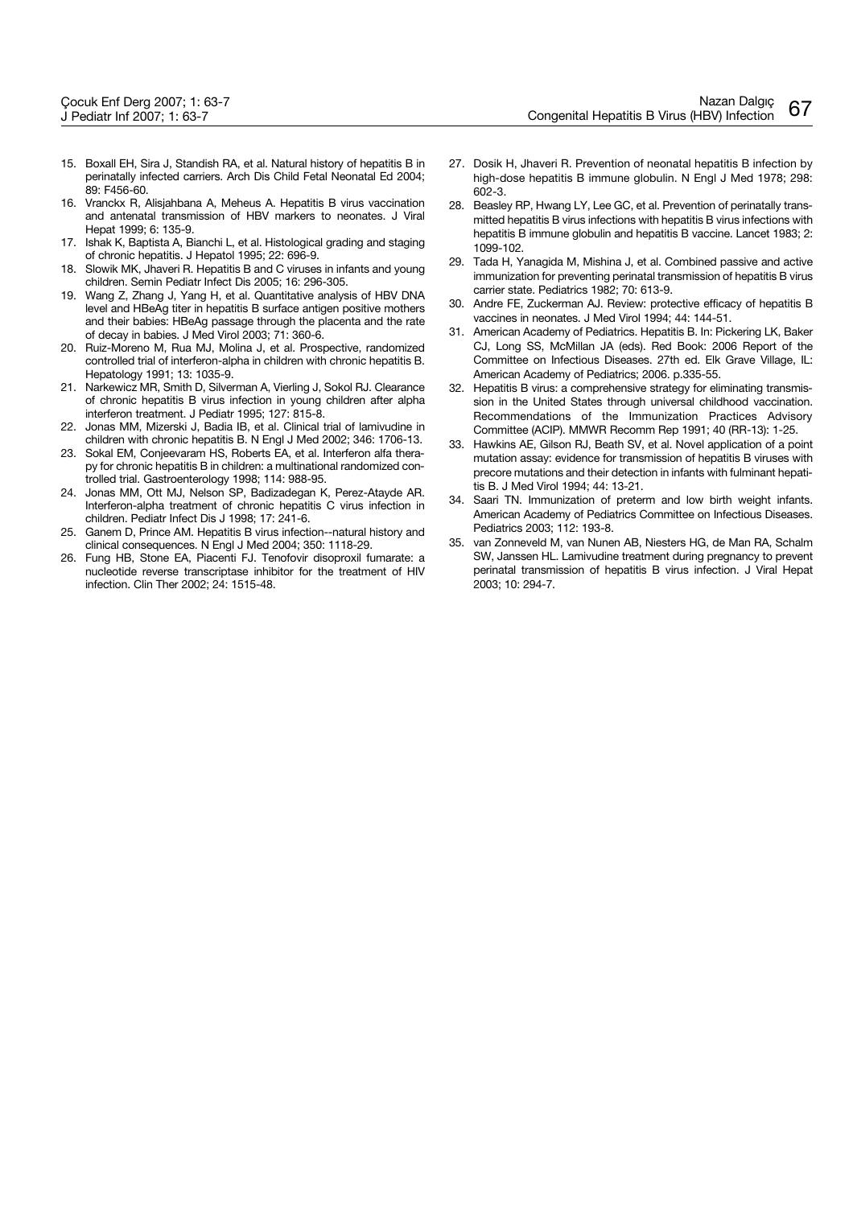15. Boxall EH, Sira J, Standish RA, et al. Natural history of hepatitis B in perinatally infected carriers. Arch Dis Child Fetal Neonatal Ed 2004; 89: F456-60.
16. Vranckx R, Alisjahbana A, Meheus A. Hepatitis B virus vaccination and antenatal transmission of HBV markers to neonates. J Viral Hepat 1999; 6: 135-9.
17. Ishak K, Baptista A, Bianchi L, et al. Histological grading and staging of chronic hepatitis. J Hepatol 1995; 22: 696-9.
18. Slowik MK, Jhaveri R. Hepatitis B and C viruses in infants and young children. Semin Pediatr Infect Dis 2005; 16: 296-305.
19. Wang Z, Zhang J, Yang H, et al. Quantitative analysis of HBV DNA level and HBeAg titer in hepatitis B surface antigen positive mothers and their babies: HBeAg passage through the placenta and the rate of decay in babies. J Med Virol 2003; 71: 360-6.
20. Ruiz-Moreno M, Rua MJ, Molina J, et al. Prospective, randomized controlled trial of interferon-alpha in children with chronic hepatitis B. Hepatology 1991; 13: 1035-9.
21. Narkewicz MR, Smith D, Silverman A, Vierling J, Sokol RJ. Clearance of chronic hepatitis B virus infection in young children after alpha interferon treatment. J Pediatr 1995; 127: 815-8.
22. Jonas MM, Mizerski J, Badia IB, et al. Clinical trial of lamivudine in children with chronic hepatitis B. N Engl J Med 2002; 346: 1706-13.
23. Sokal EM, Conjeevaram HS, Roberts EA, et al. Interferon alfa therapy for chronic hepatitis B in children: a multinational randomized controlled trial. Gastroenterology 1998; 114: 988-95.
24. Jonas MM, Ott MJ, Nelson SP, Badizadegan K, Perez-Atayde AR. Interferon-alpha treatment of chronic hepatitis C virus infection in children. Pediatr Infect Dis J 1998; 17: 241-6.
25. Ganem D, Prince AM. Hepatitis B virus infection--natural history and clinical consequences. N Engl J Med 2004; 350: 1118-29.
26. Fung HB, Stone EA, Piacenti FJ. Tenofovir disoproxil fumarate: a nucleotide reverse transcriptase inhibitor for the treatment of HIV infection. Clin Ther 2002; 24: 1515-48.
27. Dosik H, Jhaveri R. Prevention of neonatal hepatitis B infection by high-dose hepatitis B immune globulin. N Engl J Med 1978; 298: 602-3.
28. Beasley RP, Hwang LY, Lee GC, et al. Prevention of perinatally transmitted hepatitis B virus infections with hepatitis B virus infections with hepatitis B immune globulin and hepatitis B vaccine. Lancet 1983; 2: 1099-102.
29. Tada H, Yanagida M, Mishina J, et al. Combined passive and active immunization for preventing perinatal transmission of hepatitis B virus carrier state. Pediatrics 1982; 70: 613-9.
30. Andre FE, Zuckerman AJ. Review: protective efficacy of hepatitis B vaccines in neonates. J Med Virol 1994; 44: 144-51.
31. American Academy of Pediatrics. Hepatitis B. In: Pickering LK, Baker CJ, Long SS, McMillan JA (eds). Red Book: 2006 Report of the Committee on Infectious Diseases. 27th ed. Elk Grave Village, IL: American Academy of Pediatrics; 2006. p.335-55.
32. Hepatitis B virus: a comprehensive strategy for eliminating transmission in the United States through universal childhood vaccination. Recommendations of the Immunization Practices Advisory Committee (ACIP). MMWR Recomm Rep 1991; 40 (RR-13): 1-25.
33. Hawkins AE, Gilson RJ, Beath SV, et al. Novel application of a point mutation assay: evidence for transmission of hepatitis B viruses with precore mutations and their detection in infants with fulminant hepatitis B. J Med Virol 1994; 44: 13-21.
34. Saari TN. Immunization of preterm and low birth weight infants. American Academy of Pediatrics Committee on Infectious Diseases. Pediatrics 2003; 112: 193-8.
35. van Zonneveld M, van Nunen AB, Niesters HG, de Man RA, Schalm SW, Janssen HL. Lamivudine treatment during pregnancy to prevent perinatal transmission of hepatitis B virus infection. J Viral Hepat 2003; 10: 294-7.